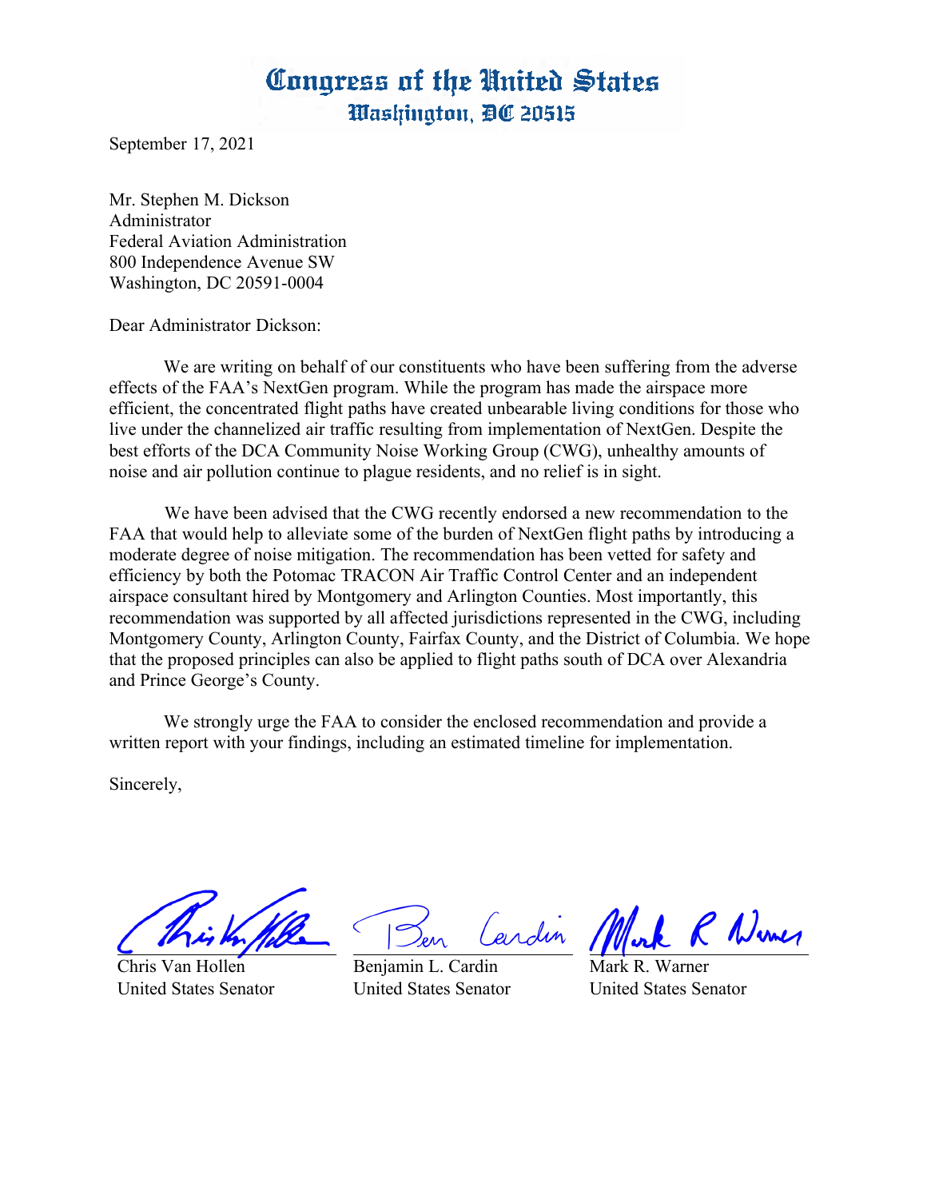# Congress of the United States
## Washington, DC 20515

September 17, 2021

Mr. Stephen M. Dickson
Administrator
Federal Aviation Administration
800 Independence Avenue SW
Washington, DC 20591-0004

Dear Administrator Dickson:

We are writing on behalf of our constituents who have been suffering from the adverse effects of the FAA's NextGen program. While the program has made the airspace more efficient, the concentrated flight paths have created unbearable living conditions for those who live under the channelized air traffic resulting from implementation of NextGen. Despite the best efforts of the DCA Community Noise Working Group (CWG), unhealthy amounts of noise and air pollution continue to plague residents, and no relief is in sight.

We have been advised that the CWG recently endorsed a new recommendation to the FAA that would help to alleviate some of the burden of NextGen flight paths by introducing a moderate degree of noise mitigation. The recommendation has been vetted for safety and efficiency by both the Potomac TRACON Air Traffic Control Center and an independent airspace consultant hired by Montgomery and Arlington Counties. Most importantly, this recommendation was supported by all affected jurisdictions represented in the CWG, including Montgomery County, Arlington County, Fairfax County, and the District of Columbia. We hope that the proposed principles can also be applied to flight paths south of DCA over Alexandria and Prince George's County.

We strongly urge the FAA to consider the enclosed recommendation and provide a written report with your findings, including an estimated timeline for implementation.

Sincerely,

Chris Van Hollen
United States Senator

Benjamin L. Cardin
United States Senator

Mark R. Warner
United States Senator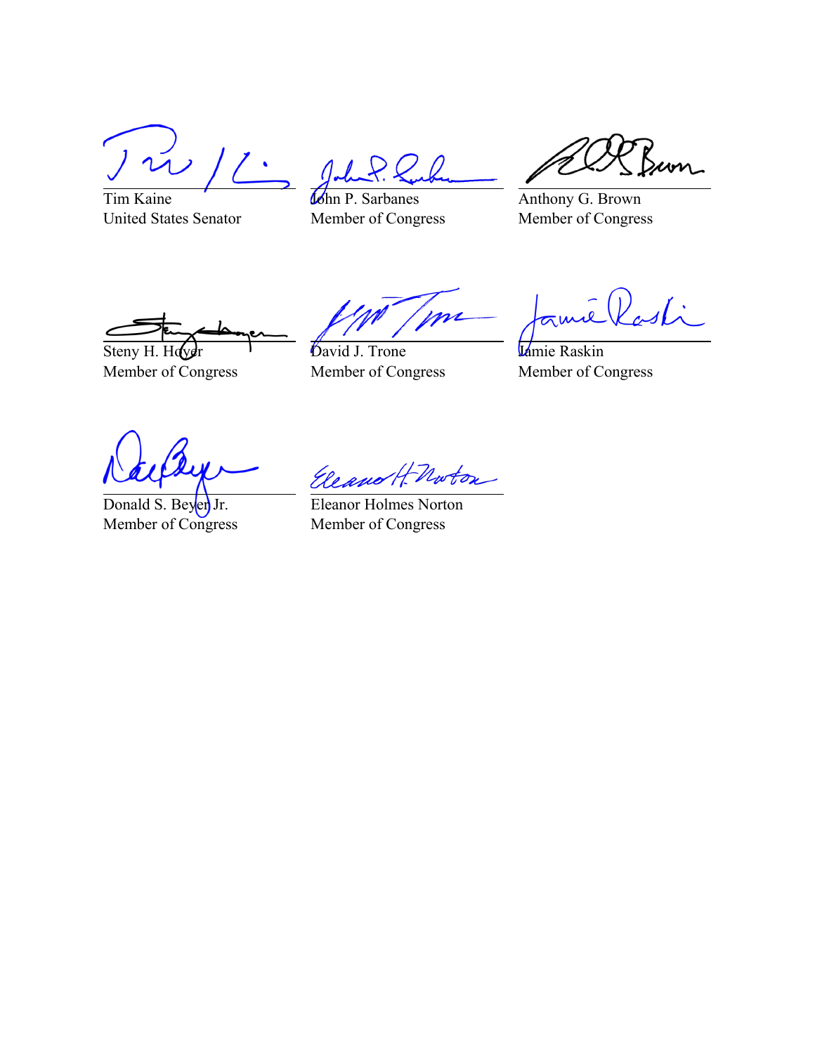Tim Kaine
United States Senator

John P. Sarbanes
Member of Congress

Anthony G. Brown
Member of Congress

Steny H. Hoyer
Member of Congress

David J. Trone
Member of Congress

Jamie Raskin
Member of Congress

Donald S. Beyer Jr.
Member of Congress

Eleanor Holmes Norton
Member of Congress